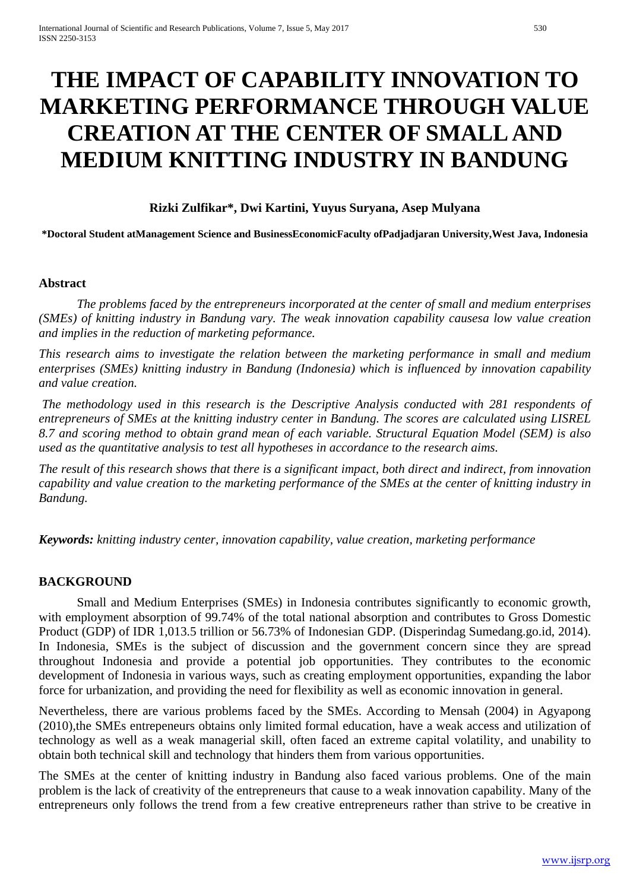# THE IMPACT OF CAPABILITY INNOVATION TO MARKETING PERFORMANCE THROUGH VALUE CREATION AT THE CENTER OF SMALL AND MEDIUM KNITTING INDUSTRY IN BANDUNG

**Rizki Zulfikar\*, Dwi Kartini, Yuyus Suryana, Asep Mulyana**

**\*Doctoral Student atManagement Science and BusinessEconomicFaculty ofPadjadjaran University,West Java, Indonesia**

## Abstract

*The problems faced by the entrepreneurs incorporated at the center of small and medium enterprises (SMEs) of knitting industry in Bandung vary. The weak innovation capability causesa low value creation and implies in the reduction of marketing peformance.*

*This research aims to investigate the relation between the marketing performance in small and medium enterprises (SMEs) knitting industry in Bandung (Indonesia) which is influenced by innovation capability and value creation.*

*The methodology used in this research is the Descriptive Analysis conducted with 281 respondents of entrepreneurs of SMEs at the knitting industry center in Bandung. The scores are calculated using LISREL 8.7 and scoring method to obtain grand mean of each variable. Structural Equation Model (SEM) is also used as the quantitative analysis to test all hypotheses in accordance to the research aims.*

*The result of this research shows that there is a significant impact, both direct and indirect, from innovation capability and value creation to the marketing performance of the SMEs at the center of knitting industry in Bandung.*

***Keywords:*** *knitting industry center, innovation capability, value creation, marketing performance*

## BACKGROUND

Small and Medium Enterprises (SMEs) in Indonesia contributes significantly to economic growth, with employment absorption of 99.74% of the total national absorption and contributes to Gross Domestic Product (GDP) of IDR 1,013.5 trillion or 56.73% of Indonesian GDP. (Disperindag Sumedang.go.id, 2014). In Indonesia, SMEs is the subject of discussion and the government concern since they are spread throughout Indonesia and provide a potential job opportunities. They contributes to the economic development of Indonesia in various ways, such as creating employment opportunities, expanding the labor force for urbanization, and providing the need for flexibility as well as economic innovation in general.

Nevertheless, there are various problems faced by the SMEs. According to Mensah (2004) in Agyapong (2010),the SMEs entrepeneurs obtains only limited formal education, have a weak access and utilization of technology as well as a weak managerial skill, often faced an extreme capital volatility, and unability to obtain both technical skill and technology that hinders them from various opportunities.

The SMEs at the center of knitting industry in Bandung also faced various problems. One of the main problem is the lack of creativity of the entrepreneurs that cause to a weak innovation capability. Many of the entrepreneurs only follows the trend from a few creative entrepreneurs rather than strive to be creative in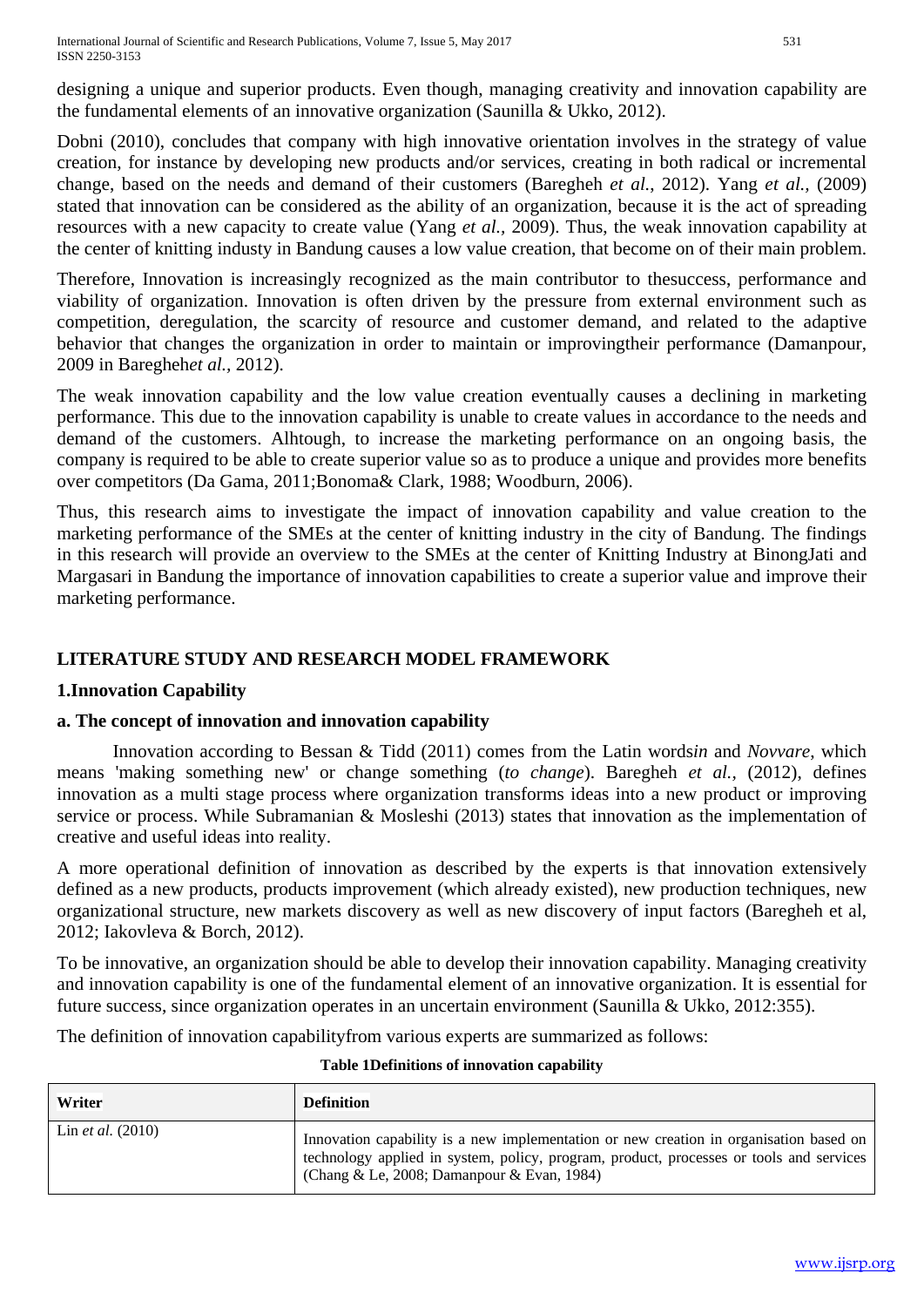designing a unique and superior products. Even though, managing creativity and innovation capability are the fundamental elements of an innovative organization (Saunilla & Ukko, 2012).

Dobni (2010), concludes that company with high innovative orientation involves in the strategy of value creation, for instance by developing new products and/or services, creating in both radical or incremental change, based on the needs and demand of their customers (Baregheh *et al.*, 2012). Yang *et al.,* (2009) stated that innovation can be considered as the ability of an organization, because it is the act of spreading resources with a new capacity to create value (Yang *et al.,* 2009). Thus, the weak innovation capability at the center of knitting industry in Bandung causes a low value creation, that become on of their main problem.

Therefore, Innovation is increasingly recognized as the main contributor to thesuccess, performance and viability of organization. Innovation is often driven by the pressure from external environment such as competition, deregulation, the scarcity of resource and customer demand, and related to the adaptive behavior that changes the organization in order to maintain or improvingtheir performance (Damanpour, 2009 in Bareghehe*t al.,* 2012).

The weak innovation capability and the low value creation eventually causes a declining in marketing performance. This due to the innovation capability is unable to create values in accordance to the needs and demand of the customers. Alhtough, to increase the marketing performance on an ongoing basis, the company is required to be able to create superior value so as to produce a unique and provides more benefits over competitors (Da Gama, 2011;Bonoma& Clark, 1988; Woodburn, 2006).

Thus, this research aims to investigate the impact of innovation capability and value creation to the marketing performance of the SMEs at the center of knitting industry in the city of Bandung. The findings in this research will provide an overview to the SMEs at the center of Knitting Industry at BinongJati and Margasari in Bandung the importance of innovation capabilities to create a superior value and improve their marketing performance.

## LITERATURE STUDY AND RESEARCH MODEL FRAMEWORK

### 1.Innovation Capability

#### a. The concept of innovation and innovation capability

Innovation according to Bessan & Tidd (2011) comes from the Latin words*in* and *Novvare*, which means 'making something new' or change something (*to change*). Baregheh *et al.,* (2012), defines innovation as a multi stage process where organization transforms ideas into a new product or improving service or process. While Subramanian & Mosleshi (2013) states that innovation as the implementation of creative and useful ideas into reality.

A more operational definition of innovation as described by the experts is that innovation extensively defined as a new products, products improvement (which already existed), new production techniques, new organizational structure, new markets discovery as well as new discovery of input factors (Baregheh et al, 2012; Iakovleva & Borch, 2012).

To be innovative, an organization should be able to develop their innovation capability. Managing creativity and innovation capability is one of the fundamental element of an innovative organization. It is essential for future success, since organization operates in an uncertain environment (Saunilla & Ukko, 2012:355).

The definition of innovation capabilityfrom various experts are summarized as follows:

**Table 1Definitions of innovation capability**

| Writer | Definition |
|---|---|
| Lin *et al.* (2010) | Innovation capability is a new implementation or new creation in organisation based on technology applied in system, policy, program, product, processes or tools and services (Chang & Le, 2008; Damanpour & Evan, 1984) |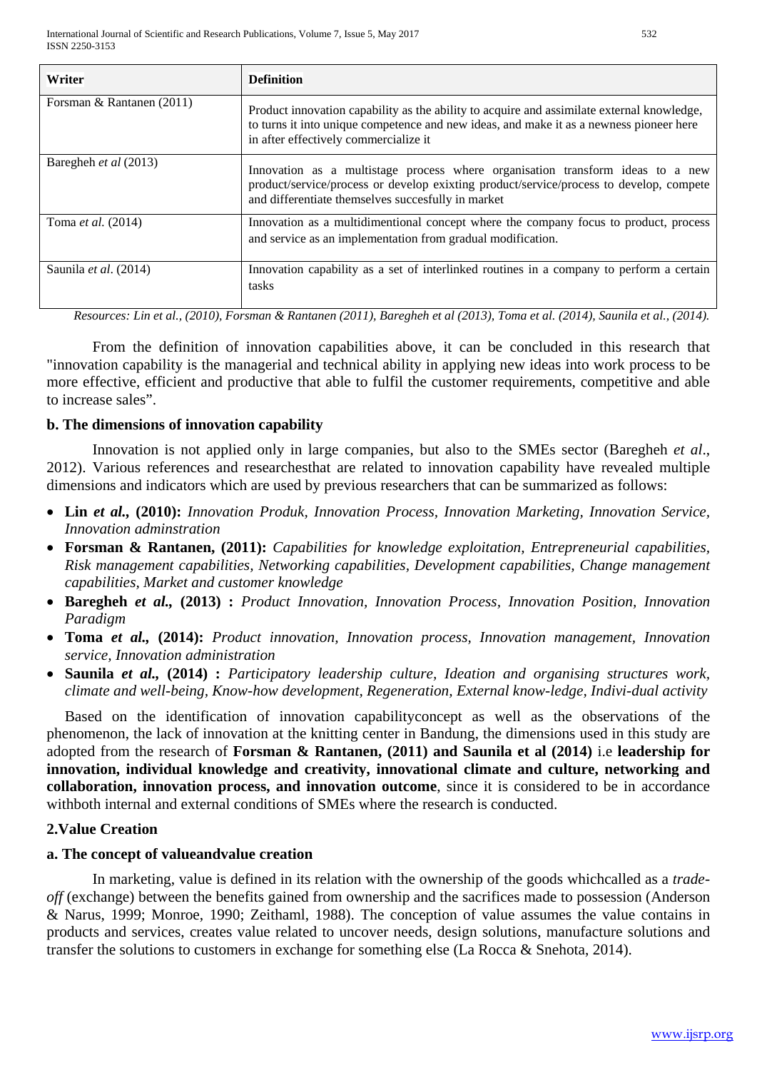| Writer | Definition |
| --- | --- |
| Forsman & Rantanen (2011) | Product innovation capability as the ability to acquire and assimilate external knowledge, to turns it into unique competence and new ideas, and make it as a newness pioneer here in after effectively commercialize it |
| Baregheh *et al* (2013) | Innovation as a multistage process where organisation transform ideas to a new product/service/process or develop exixting product/service/process to develop, compete and differentiate themselves succesfully in market |
| Toma *et al.* (2014) | Innovation as a multidimentional concept where the company focus to product, process and service as an implementation from gradual modification. |
| Saunila *et al*. (2014) | Innovation capability as a set of interlinked routines in a company to perform a certain tasks |

*Resources: Lin et al., (2010), Forsman & Rantanen (2011), Baregheh et al (2013), Toma et al. (2014), Saunila et al., (2014).*

From the definition of innovation capabilities above, it can be concluded in this research that "innovation capability is the managerial and technical ability in applying new ideas into work process to be more effective, efficient and productive that able to fulfil the customer requirements, competitive and able to increase sales".

### b. The dimensions of innovation capability

Innovation is not applied only in large companies, but also to the SMEs sector (Baregheh *et al*., 2012). Various references and researchesthat are related to innovation capability have revealed multiple dimensions and indicators which are used by previous researchers that can be summarized as follows:

- **Lin *et al.*, (2010):** *Innovation Produk, Innovation Process, Innovation Marketing, Innovation Service, Innovation adminstration*
- **Forsman & Rantanen, (2011):** *Capabilities for knowledge exploitation, Entrepreneurial capabilities, Risk management capabilities, Networking capabilities, Development capabilities, Change management capabilities, Market and customer knowledge*
- **Baregheh *et al.*, (2013) :** *Product Innovation, Innovation Process, Innovation Position, Innovation Paradigm*
- **Toma *et al.*, (2014):** *Product innovation, Innovation process, Innovation management, Innovation service, Innovation administration*
- **Saunila *et al.*, (2014) :** *Participatory leadership culture, Ideation and organising structures work, climate and well-being, Know-how development, Regeneration, External know-ledge, Indivi-dual activity*

Based on the identification of innovation capabilityconcept as well as the observations of the phenomenon, the lack of innovation at the knitting center in Bandung, the dimensions used in this study are adopted from the research of **Forsman & Rantanen, (2011) and Saunila et al (2014)** i.e **leadership for innovation, individual knowledge and creativity, innovational climate and culture, networking and collaboration, innovation process, and innovation outcome**, since it is considered to be in accordance withboth internal and external conditions of SMEs where the research is conducted.

## 2.Value Creation

### a. The concept of valueandvalue creation

In marketing, value is defined in its relation with the ownership of the goods whichcalled as a *trade-off* (exchange) between the benefits gained from ownership and the sacrifices made to possession (Anderson & Narus, 1999; Monroe, 1990; Zeithaml, 1988). The conception of value assumes the value contains in products and services, creates value related to uncover needs, design solutions, manufacture solutions and transfer the solutions to customers in exchange for something else (La Rocca & Snehota, 2014).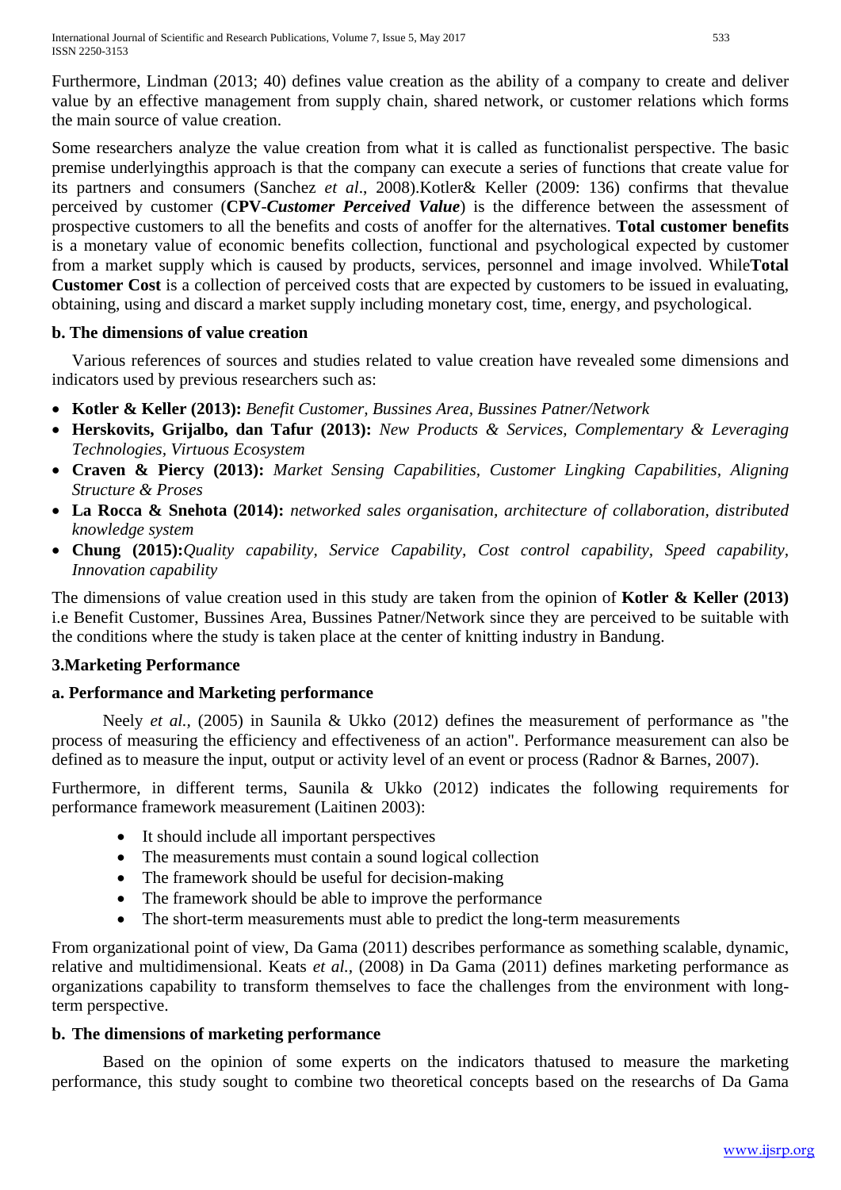Furthermore, Lindman (2013; 40) defines value creation as the ability of a company to create and deliver value by an effective management from supply chain, shared network, or customer relations which forms the main source of value creation.

Some researchers analyze the value creation from what it is called as functionalist perspective. The basic premise underlyingthis approach is that the company can execute a series of functions that create value for its partners and consumers (Sanchez *et al*., 2008).Kotler& Keller (2009: 136) confirms that thevalue perceived by customer (**CPV-*Customer Perceived Value***) is the difference between the assessment of prospective customers to all the benefits and costs of anoffer for the alternatives. **Total customer benefits** is a monetary value of economic benefits collection, functional and psychological expected by customer from a market supply which is caused by products, services, personnel and image involved. While**Total Customer Cost** is a collection of perceived costs that are expected by customers to be issued in evaluating, obtaining, using and discard a market supply including monetary cost, time, energy, and psychological.

### b. The dimensions of value creation

Various references of sources and studies related to value creation have revealed some dimensions and indicators used by previous researchers such as:

- **Kotler & Keller (2013):** *Benefit Customer, Bussines Area, Bussines Patner/Network*
- **Herskovits, Grijalbo, dan Tafur (2013):** *New Products & Services, Complementary & Leveraging Technologies, Virtuous Ecosystem*
- **Craven & Piercy (2013):** *Market Sensing Capabilities, Customer Lingking Capabilities, Aligning Structure & Proses*
- **La Rocca & Snehota (2014):** *networked sales organisation, architecture of collaboration, distributed knowledge system*
- **Chung (2015):***Quality capability, Service Capability, Cost control capability, Speed capability, Innovation capability*

The dimensions of value creation used in this study are taken from the opinion of **Kotler & Keller (2013)** i.e Benefit Customer, Bussines Area, Bussines Patner/Network since they are perceived to be suitable with the conditions where the study is taken place at the center of knitting industry in Bandung.

## 3.Marketing Performance

### a. Performance and Marketing performance

Neely *et al.,* (2005) in Saunila & Ukko (2012) defines the measurement of performance as "the process of measuring the efficiency and effectiveness of an action". Performance measurement can also be defined as to measure the input, output or activity level of an event or process (Radnor & Barnes, 2007).

Furthermore, in different terms, Saunila & Ukko (2012) indicates the following requirements for performance framework measurement (Laitinen 2003):

- It should include all important perspectives
- The measurements must contain a sound logical collection
- The framework should be useful for decision-making
- The framework should be able to improve the performance
- The short-term measurements must able to predict the long-term measurements

From organizational point of view, Da Gama (2011) describes performance as something scalable, dynamic, relative and multidimensional. Keats *et al.,* (2008) in Da Gama (2011) defines marketing performance as organizations capability to transform themselves to face the challenges from the environment with long-term perspective.

### b. The dimensions of marketing performance

Based on the opinion of some experts on the indicators thatused to measure the marketing performance, this study sought to combine two theoretical concepts based on the researchs of Da Gama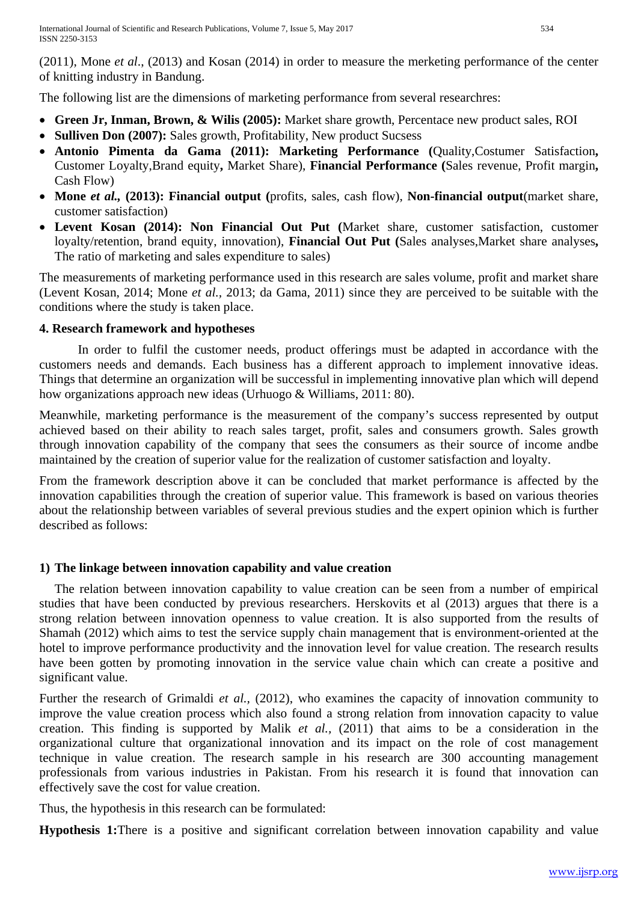(2011), Mone *et al*., (2013) and Kosan (2014) in order to measure the merketing performance of the center of knitting industry in Bandung.

The following list are the dimensions of marketing performance from several researchres:

- **Green Jr, Inman, Brown, & Wilis (2005):** Market share growth, Percentace new product sales, ROI
- **Sulliven Don (2007):** Sales growth, Profitability, New product Sucsess
- **Antonio Pimenta da Gama (2011): Marketing Performance (**Quality,Costumer Satisfaction**,** Customer Loyalty,Brand equity**,** Market Share), **Financial Performance (**Sales revenue, Profit margin**,** Cash Flow)
- **Mone *et al.*, (2013): Financial output (**profits, sales, cash flow), **Non-financial output**(market share, customer satisfaction)
- **Levent Kosan (2014): Non Financial Out Put (**Market share, customer satisfaction, customer loyalty/retention, brand equity, innovation), **Financial Out Put (**Sales analyses,Market share analyses**,** The ratio of marketing and sales expenditure to sales)

The measurements of marketing performance used in this research are sales volume, profit and market share (Levent Kosan, 2014; Mone *et al.*, 2013; da Gama, 2011) since they are perceived to be suitable with the conditions where the study is taken place.

### 4. Research framework and hypotheses

In order to fulfil the customer needs, product offerings must be adapted in accordance with the customers needs and demands. Each business has a different approach to implement innovative ideas. Things that determine an organization will be successful in implementing innovative plan which will depend how organizations approach new ideas (Urhuogo & Williams, 2011: 80).

Meanwhile, marketing performance is the measurement of the company's success represented by output achieved based on their ability to reach sales target, profit, sales and consumers growth. Sales growth through innovation capability of the company that sees the consumers as their source of income andbe maintained by the creation of superior value for the realization of customer satisfaction and loyalty.

From the framework description above it can be concluded that market performance is affected by the innovation capabilities through the creation of superior value. This framework is based on various theories about the relationship between variables of several previous studies and the expert opinion which is further described as follows:

#### 1) The linkage between innovation capability and value creation

The relation between innovation capability to value creation can be seen from a number of empirical studies that have been conducted by previous researchers. Herskovits et al (2013) argues that there is a strong relation between innovation openness to value creation. It is also supported from the results of Shamah (2012) which aims to test the service supply chain management that is environment-oriented at the hotel to improve performance productivity and the innovation level for value creation. The research results have been gotten by promoting innovation in the service value chain which can create a positive and significant value.

Further the research of Grimaldi *et al.,* (2012), who examines the capacity of innovation community to improve the value creation process which also found a strong relation from innovation capacity to value creation. This finding is supported by Malik *et al.*, (2011) that aims to be a consideration in the organizational culture that organizational innovation and its impact on the role of cost management technique in value creation. The research sample in his research are 300 accounting management professionals from various industries in Pakistan. From his research it is found that innovation can effectively save the cost for value creation.

Thus, the hypothesis in this research can be formulated:

**Hypothesis 1:**There is a positive and significant correlation between innovation capability and value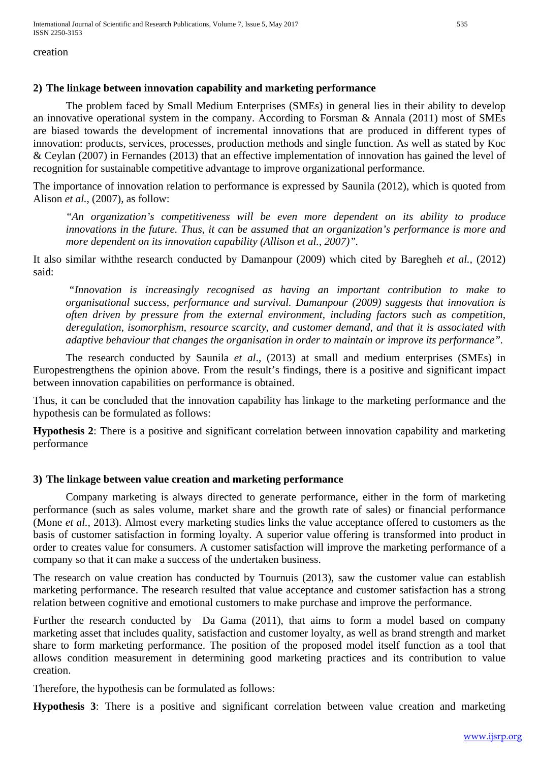creation

**2) The linkage between innovation capability and marketing performance**

The problem faced by Small Medium Enterprises (SMEs) in general lies in their ability to develop an innovative operational system in the company. According to Forsman & Annala (2011) most of SMEs are biased towards the development of incremental innovations that are produced in different types of innovation: products, services, processes, production methods and single function. As well as stated by Koc & Ceylan (2007) in Fernandes (2013) that an effective implementation of innovation has gained the level of recognition for sustainable competitive advantage to improve organizational performance.

The importance of innovation relation to performance is expressed by Saunila (2012), which is quoted from Alison *et al.,* (2007), as follow:

> *"An organization's competitiveness will be even more dependent on its ability to produce innovations in the future. Thus, it can be assumed that an organization's performance is more and more dependent on its innovation capability (Allison et al., 2007)".*

It also similar withthe research conducted by Damanpour (2009) which cited by Baregheh *et al.,* (2012) said:

> *"Innovation is increasingly recognised as having an important contribution to make to organisational success, performance and survival. Damanpour (2009) suggests that innovation is often driven by pressure from the external environment, including factors such as competition, deregulation, isomorphism, resource scarcity, and customer demand, and that it is associated with adaptive behaviour that changes the organisation in order to maintain or improve its performance".*

The research conducted by Saunila *et al*., (2013) at small and medium enterprises (SMEs) in Europestrengthens the opinion above. From the result's findings, there is a positive and significant impact between innovation capabilities on performance is obtained.

Thus, it can be concluded that the innovation capability has linkage to the marketing performance and the hypothesis can be formulated as follows:

**Hypothesis 2**: There is a positive and significant correlation between innovation capability and marketing performance

**3) The linkage between value creation and marketing performance**

Company marketing is always directed to generate performance, either in the form of marketing performance (such as sales volume, market share and the growth rate of sales) or financial performance (Mone *et al.,* 2013). Almost every marketing studies links the value acceptance offered to customers as the basis of customer satisfaction in forming loyalty. A superior value offering is transformed into product in order to creates value for consumers. A customer satisfaction will improve the marketing performance of a company so that it can make a success of the undertaken business.

The research on value creation has conducted by Tournuis (2013), saw the customer value can establish marketing performance. The research resulted that value acceptance and customer satisfaction has a strong relation between cognitive and emotional customers to make purchase and improve the performance.

Further the research conducted by Da Gama (2011), that aims to form a model based on company marketing asset that includes quality, satisfaction and customer loyalty, as well as brand strength and market share to form marketing performance. The position of the proposed model itself function as a tool that allows condition measurement in determining good marketing practices and its contribution to value creation.

Therefore, the hypothesis can be formulated as follows:

**Hypothesis 3**: There is a positive and significant correlation between value creation and marketing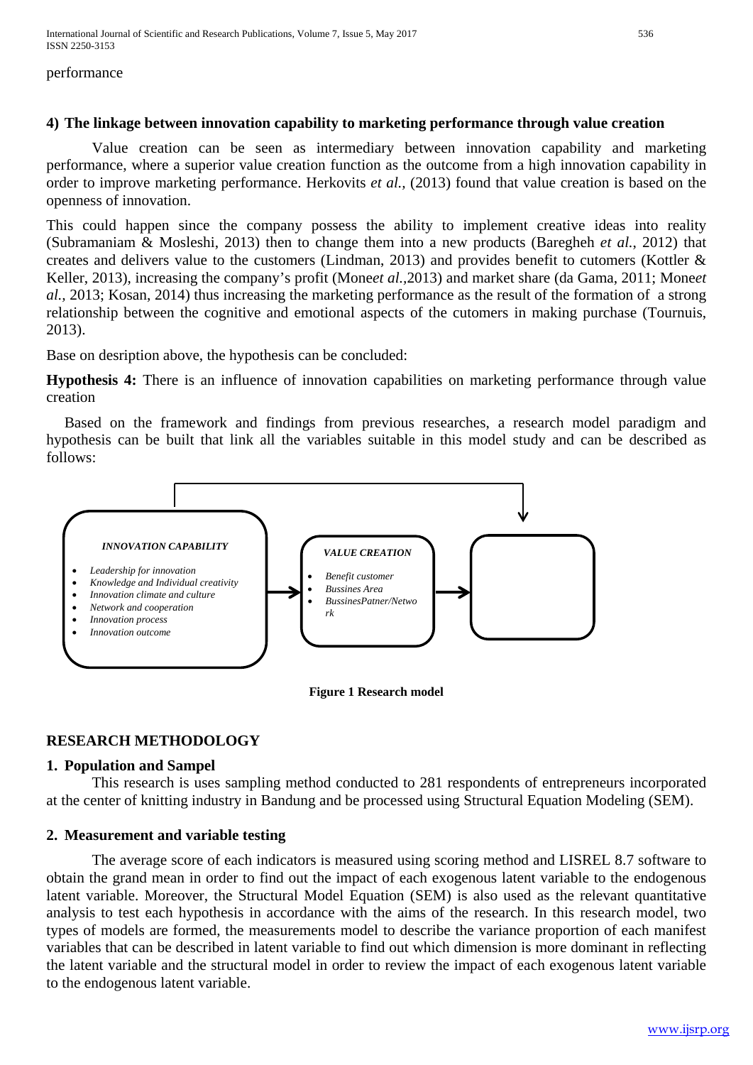performance

### 4) The linkage between innovation capability to marketing performance through value creation

Value creation can be seen as intermediary between innovation capability and marketing performance, where a superior value creation function as the outcome from a high innovation capability in order to improve marketing performance. Herkovits *et al.,* (2013) found that value creation is based on the openness of innovation.

This could happen since the company possess the ability to implement creative ideas into reality (Subramaniam & Mosleshi, 2013) then to change them into a new products (Baregheh *et al.*, 2012) that creates and delivers value to the customers (Lindman, 2013) and provides benefit to cutomers (Kottler & Keller, 2013), increasing the company's profit (Mone*et al.*,2013) and market share (da Gama, 2011; Mone*et al.,* 2013; Kosan, 2014) thus increasing the marketing performance as the result of the formation of a strong relationship between the cognitive and emotional aspects of the cutomers in making purchase (Tournuis, 2013).

Base on desription above, the hypothesis can be concluded:

**Hypothesis 4:** There is an influence of innovation capabilities on marketing performance through value creation

Based on the framework and findings from previous researches, a research model paradigm and hypothesis can be built that link all the variables suitable in this model study and can be described as follows:

*INNOVATION CAPABILITY*

- *Leadership for innovation*
- *Knowledge and Individual creativity*
- *Innovation climate and culture*
- *Network and cooperation*
- *Innovation process*
- *Innovation outcome*

*VALUE CREATION*

- *Benefit customer*
- *Bussines Area*
- *BussinesPatner/Network*

**Figure 1 Research model**

## RESEARCH METHODOLOGY

### 1. Population and Sampel

This research is uses sampling method conducted to 281 respondents of entrepreneurs incorporated at the center of knitting industry in Bandung and be processed using Structural Equation Modeling (SEM).

### 2. Measurement and variable testing

The average score of each indicators is measured using scoring method and LISREL 8.7 software to obtain the grand mean in order to find out the impact of each exogenous latent variable to the endogenous latent variable. Moreover, the Structural Model Equation (SEM) is also used as the relevant quantitative analysis to test each hypothesis in accordance with the aims of the research. In this research model, two types of models are formed, the measurements model to describe the variance proportion of each manifest variables that can be described in latent variable to find out which dimension is more dominant in reflecting the latent variable and the structural model in order to review the impact of each exogenous latent variable to the endogenous latent variable.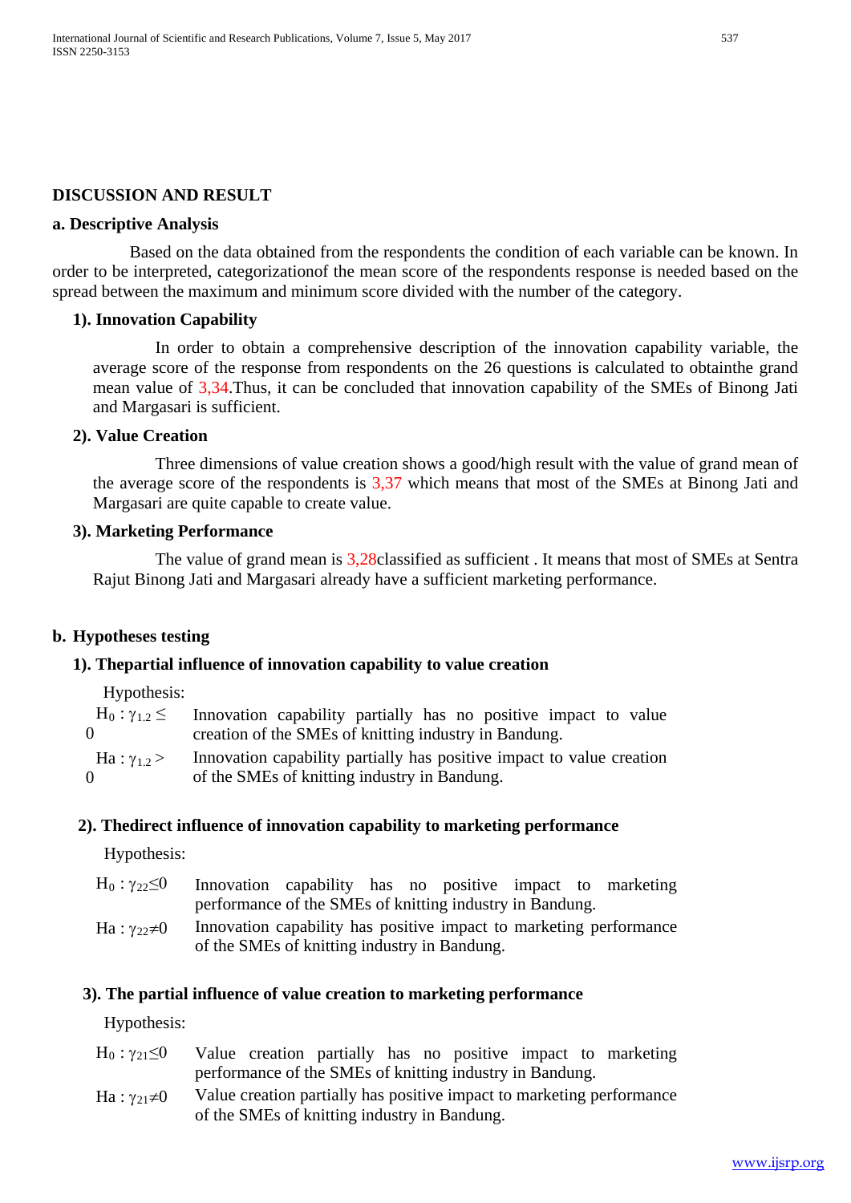## DISCUSSION AND RESULT

### a. Descriptive Analysis

Based on the data obtained from the respondents the condition of each variable can be known. In order to be interpreted, categorizationof the mean score of the respondents response is needed based on the spread between the maximum and minimum score divided with the number of the category.

#### 1). Innovation Capability

In order to obtain a comprehensive description of the innovation capability variable, the average score of the response from respondents on the 26 questions is calculated to obtainthe grand mean value of 3,34.Thus, it can be concluded that innovation capability of the SMEs of Binong Jati and Margasari is sufficient.

#### 2). Value Creation

Three dimensions of value creation shows a good/high result with the value of grand mean of the average score of the respondents is 3,37 which means that most of the SMEs at Binong Jati and Margasari are quite capable to create value.

#### 3). Marketing Performance

The value of grand mean is 3,28classified as sufficient . It means that most of SMEs at Sentra Rajut Binong Jati and Margasari already have a sufficient marketing performance.

### b. Hypotheses testing

#### 1). Thepartial influence of innovation capability to value creation

Hypothesis:

| | |
|---|---|
| $H_0 : \gamma_{1.2} \leq 0$ | Innovation capability partially has no positive impact to value creation of the SMEs of knitting industry in Bandung. |
| $Ha : \gamma_{1.2} > 0$ | Innovation capability partially has positive impact to value creation of the SMEs of knitting industry in Bandung. |

#### 2). Thedirect influence of innovation capability to marketing performance

Hypothesis:

| | |
|---|---|
| $H_0 : \gamma_{22} \leq 0$ | Innovation capability has no positive impact to marketing performance of the SMEs of knitting industry in Bandung. |
| $Ha : \gamma_{22} \neq 0$ | Innovation capability has positive impact to marketing performance of the SMEs of knitting industry in Bandung. |

#### 3). The partial influence of value creation to marketing performance

Hypothesis:

| | |
|---|---|
| $H_0 : \gamma_{21} \leq 0$ | Value creation partially has no positive impact to marketing performance of the SMEs of knitting industry in Bandung. |
| $Ha : \gamma_{21} \neq 0$ | Value creation partially has positive impact to marketing performance of the SMEs of knitting industry in Bandung. |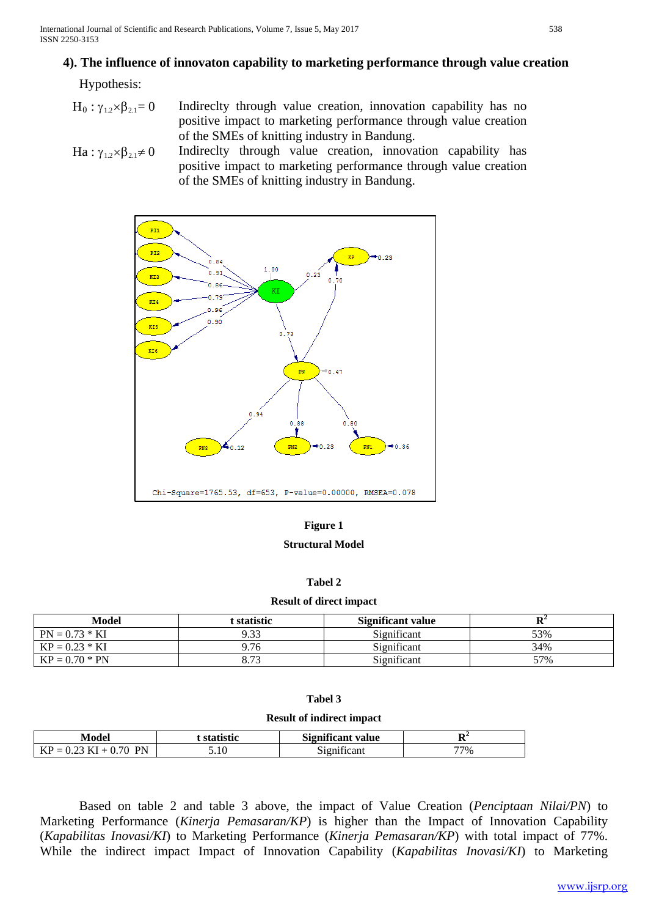### 4). The influence of innovaton capability to marketing performance through value creation

Hypothesis:

$H_0 : \gamma_{1.2} \times \beta_{2.1} = 0$ Indireclty through value creation, innovation capability has no positive impact to marketing performance through value creation of the SMEs of knitting industry in Bandung.

$H_a : \gamma_{1.2} \times \beta_{2.1} \neq 0$ Indireclty through value creation, innovation capability has positive impact to marketing performance through value creation of the SMEs of knitting industry in Bandung.

**Figure 1**

**Structural Model**

**Tabel 2**

**Result of direct impact**

| Model | t statistic | Significant value | $R^2$ |
|---|---|---|---|
| PN = 0.73 * KI | 9.33 | Significant | 53% |
| KP = 0.23 * KI | 9.76 | Significant | 34% |
| KP = 0.70 * PN | 8.73 | Significant | 57% |

**Tabel 3**

**Result of indirect impact**

| Model | t statistic | Significant value | $R^2$ |
|---|---|---|---|
| KP = 0.23 KI + 0.70 PN | 5.10 | Significant | 77% |

Based on table 2 and table 3 above, the impact of Value Creation (*Penciptaan Nilai/PN*) to Marketing Performance (*Kinerja Pemasaran/KP*) is higher than the Impact of Innovation Capability (*Kapabilitas Inovasi/KI*) to Marketing Performance (*Kinerja Pemasaran/KP*) with total impact of 77%. While the indirect impact Impact of Innovation Capability (*Kapabilitas Inovasi/KI*) to Marketing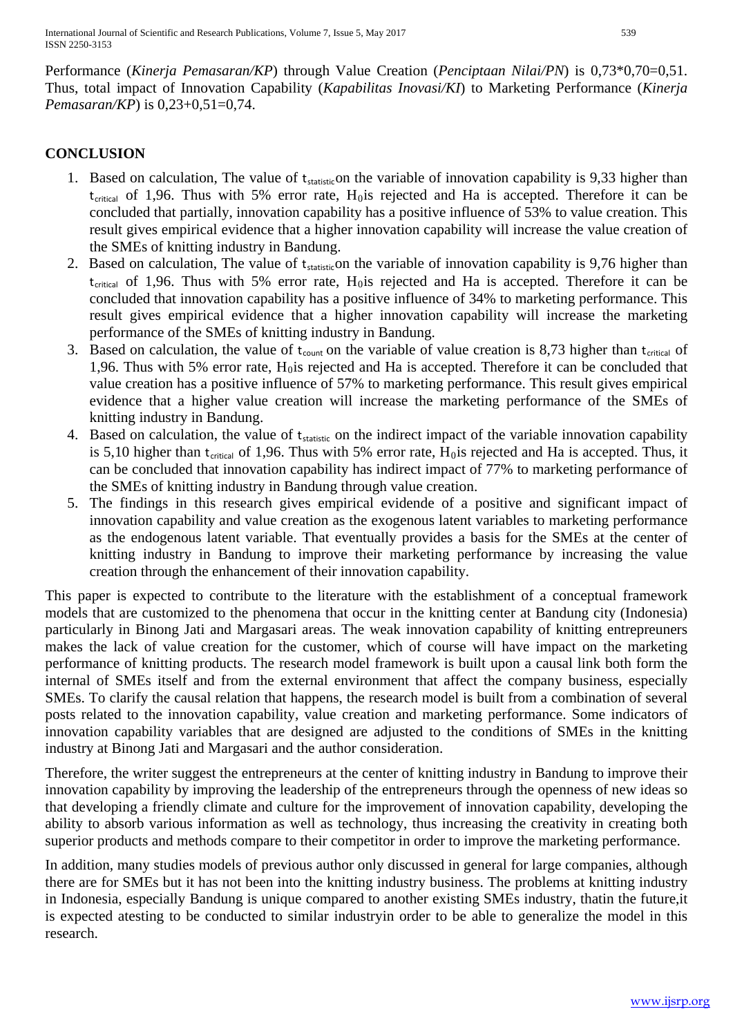Performance (*Kinerja Pemasaran/KP*) through Value Creation (*Penciptaan Nilai/PN*) is 0,73*0,70=0,51. Thus, total impact of Innovation Capability (*Kapabilitas Inovasi/KI*) to Marketing Performance (*Kinerja Pemasaran/KP*) is 0,23+0,51=0,74.

## CONCLUSION

1. Based on calculation, The value of $t_{statistic}$on the variable of innovation capability is 9,33 higher than $t_{critical}$ of 1,96. Thus with 5% error rate, $H_0$is rejected and Ha is accepted. Therefore it can be concluded that partially, innovation capability has a positive influence of 53% to value creation. This result gives empirical evidence that a higher innovation capability will increase the value creation of the SMEs of knitting industry in Bandung.
2. Based on calculation, The value of $t_{statistic}$on the variable of innovation capability is 9,76 higher than $t_{critical}$ of 1,96. Thus with 5% error rate, $H_0$is rejected and Ha is accepted. Therefore it can be concluded that innovation capability has a positive influence of 34% to marketing performance. This result gives empirical evidence that a higher innovation capability will increase the marketing performance of the SMEs of knitting industry in Bandung.
3. Based on calculation, the value of $t_{count}$ on the variable of value creation is 8,73 higher than $t_{critical}$ of 1,96. Thus with 5% error rate, $H_0$is rejected and Ha is accepted. Therefore it can be concluded that value creation has a positive influence of 57% to marketing performance. This result gives empirical evidence that a higher value creation will increase the marketing performance of the SMEs of knitting industry in Bandung.
4. Based on calculation, the value of $t_{statistic}$ on the indirect impact of the variable innovation capability is 5,10 higher than $t_{critical}$ of 1,96. Thus with 5% error rate, $H_0$is rejected and Ha is accepted. Thus, it can be concluded that innovation capability has indirect impact of 77% to marketing performance of the SMEs of knitting industry in Bandung through value creation.
5. The findings in this research gives empirical evidende of a positive and significant impact of innovation capability and value creation as the exogenous latent variables to marketing performance as the endogenous latent variable. That eventually provides a basis for the SMEs at the center of knitting industry in Bandung to improve their marketing performance by increasing the value creation through the enhancement of their innovation capability.

This paper is expected to contribute to the literature with the establishment of a conceptual framework models that are customized to the phenomena that occur in the knitting center at Bandung city (Indonesia) particularly in Binong Jati and Margasari areas. The weak innovation capability of knitting entrepreuners makes the lack of value creation for the customer, which of course will have impact on the marketing performance of knitting products. The research model framework is built upon a causal link both form the internal of SMEs itself and from the external environment that affect the company business, especially SMEs. To clarify the causal relation that happens, the research model is built from a combination of several posts related to the innovation capability, value creation and marketing performance. Some indicators of innovation capability variables that are designed are adjusted to the conditions of SMEs in the knitting industry at Binong Jati and Margasari and the author consideration.

Therefore, the writer suggest the entrepreneurs at the center of knitting industry in Bandung to improve their innovation capability by improving the leadership of the entrepreneurs through the openness of new ideas so that developing a friendly climate and culture for the improvement of innovation capability, developing the ability to absorb various information as well as technology, thus increasing the creativity in creating both superior products and methods compare to their competitor in order to improve the marketing performance.

In addition, many studies models of previous author only discussed in general for large companies, although there are for SMEs but it has not been into the knitting industry business. The problems at knitting industry in Indonesia, especially Bandung is unique compared to another existing SMEs industry, thatin the future,it is expected atesting to be conducted to similar industryin order to be able to generalize the model in this research.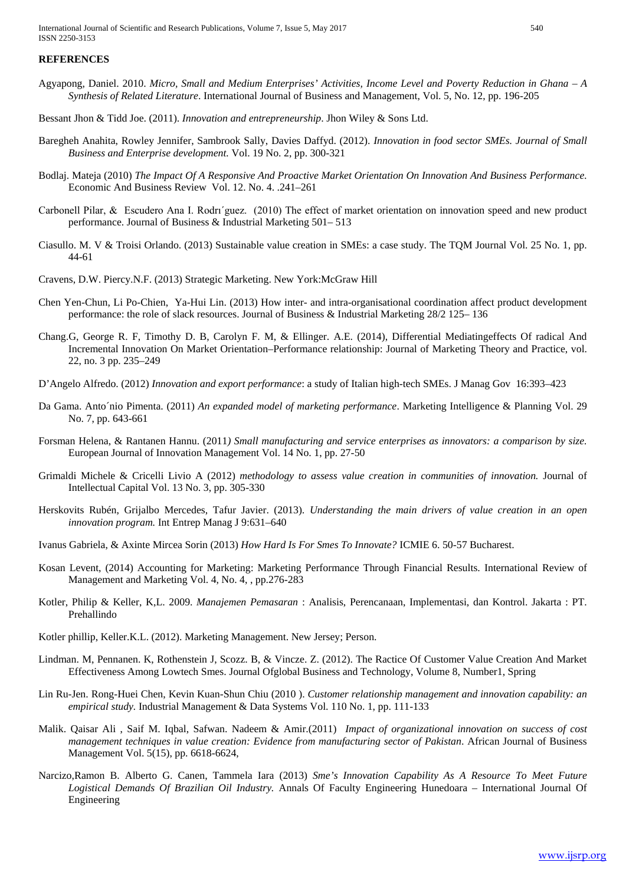## REFERENCES

Agyapong, Daniel. 2010. *Micro, Small and Medium Enterprises' Activities, Income Level and Poverty Reduction in Ghana – A Synthesis of Related Literature*. International Journal of Business and Management, Vol. 5, No. 12, pp. 196-205

Bessant Jhon & Tidd Joe. (2011). *Innovation and entrepreneurship*. Jhon Wiley & Sons Ltd.

Baregheh Anahita, Rowley Jennifer, Sambrook Sally, Davies Daffyd. (2012). *Innovation in food sector SMEs. Journal of Small Business and Enterprise development.* Vol. 19 No. 2, pp. 300-321

Bodlaj. Mateja (2010) *The Impact Of A Responsive And Proactive Market Orientation On Innovation And Business Performance.* Economic And Business Review Vol. 12. No. 4. .241–261

Carbonell Pilar, & Escudero Ana I. Rodrı´guez. (2010) The effect of market orientation on innovation speed and new product performance. Journal of Business & Industrial Marketing 501– 513

Ciasullo. M. V & Troisi Orlando. (2013) Sustainable value creation in SMEs: a case study. The TQM Journal Vol. 25 No. 1, pp. 44-61

Cravens, D.W. Piercy.N.F. (2013) Strategic Marketing. New York:McGraw Hill

Chen Yen-Chun, Li Po-Chien, Ya-Hui Lin. (2013) How inter- and intra-organisational coordination affect product development performance: the role of slack resources. Journal of Business & Industrial Marketing 28/2 125– 136

Chang.G, George R. F, Timothy D. B, Carolyn F. M, & Ellinger. A.E. (2014), Differential Mediatingeffects Of radical And Incremental Innovation On Market Orientation–Performance relationship: Journal of Marketing Theory and Practice, vol. 22, no. 3 pp. 235–249

D'Angelo Alfredo. (2012) *Innovation and export performance*: a study of Italian high-tech SMEs. J Manag Gov 16:393–423

Da Gama. Anto´nio Pimenta. (2011) *An expanded model of marketing performance*. Marketing Intelligence & Planning Vol. 29 No. 7, pp. 643-661

Forsman Helena, & Rantanen Hannu. (2011*) Small manufacturing and service enterprises as innovators: a comparison by size.* European Journal of Innovation Management Vol. 14 No. 1, pp. 27-50

Grimaldi Michele & Cricelli Livio A (2012) *methodology to assess value creation in communities of innovation.* Journal of Intellectual Capital Vol. 13 No. 3, pp. 305-330

Herskovits Rubén, Grijalbo Mercedes, Tafur Javier. (2013). *Understanding the main drivers of value creation in an open innovation program.* Int Entrep Manag J 9:631–640

Ivanus Gabriela, & Axinte Mircea Sorin (2013) *How Hard Is For Smes To Innovate?* ICMIE 6. 50-57 Bucharest.

Kosan Levent, (2014) Accounting for Marketing: Marketing Performance Through Financial Results. International Review of Management and Marketing Vol. 4, No. 4, , pp.276-283

Kotler, Philip & Keller, K,L. 2009. *Manajemen Pemasaran* : Analisis, Perencanaan, Implementasi, dan Kontrol. Jakarta : PT. Prehallindo

Kotler phillip, Keller.K.L. (2012). Marketing Management. New Jersey; Person.

Lindman. M, Pennanen. K, Rothenstein J, Scozz. B, & Vincze. Z. (2012). The Ractice Of Customer Value Creation And Market Effectiveness Among Lowtech Smes. Journal Ofglobal Business and Technology, Volume 8, Number1, Spring

Lin Ru-Jen. Rong-Huei Chen, Kevin Kuan-Shun Chiu (2010 ). *Customer relationship management and innovation capability: an empirical study.* Industrial Management & Data Systems Vol. 110 No. 1, pp. 111-133

Malik. Qaisar Ali , Saif M. Iqbal, Safwan. Nadeem & Amir.(2011) *Impact of organizational innovation on success of cost management techniques in value creation: Evidence from manufacturing sector of Pakistan*. African Journal of Business Management Vol. 5(15), pp. 6618-6624,

Narcizo,Ramon B. Alberto G. Canen, Tammela Iara (2013) *Sme's Innovation Capability As A Resource To Meet Future Logistical Demands Of Brazilian Oil Industry.* Annals Of Faculty Engineering Hunedoara – International Journal Of Engineering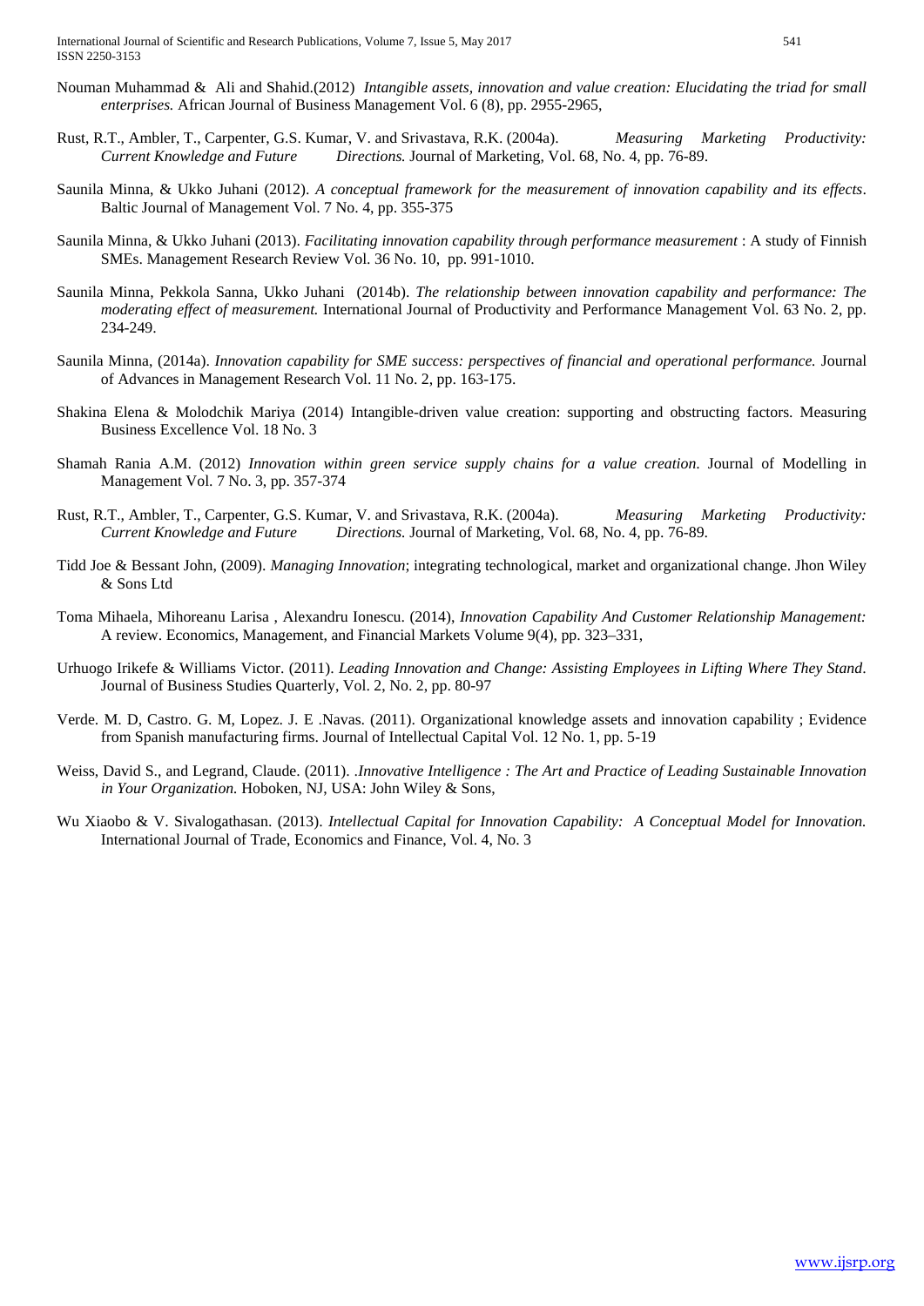Nouman Muhammad & Ali and Shahid.(2012) *Intangible assets, innovation and value creation: Elucidating the triad for small enterprises.* African Journal of Business Management Vol. 6 (8), pp. 2955-2965,

Rust, R.T., Ambler, T., Carpenter, G.S. Kumar, V. and Srivastava, R.K. (2004a). *Measuring Marketing Productivity: Current Knowledge and Future Directions.* Journal of Marketing, Vol. 68, No. 4, pp. 76-89.

Saunila Minna, & Ukko Juhani (2012). *A conceptual framework for the measurement of innovation capability and its effects*. Baltic Journal of Management Vol. 7 No. 4, pp. 355-375

Saunila Minna, & Ukko Juhani (2013). *Facilitating innovation capability through performance measurement* : A study of Finnish SMEs. Management Research Review Vol. 36 No. 10, pp. 991-1010.

Saunila Minna, Pekkola Sanna, Ukko Juhani (2014b). *The relationship between innovation capability and performance: The moderating effect of measurement.* International Journal of Productivity and Performance Management Vol. 63 No. 2, pp. 234-249.

Saunila Minna, (2014a). *Innovation capability for SME success: perspectives of financial and operational performance.* Journal of Advances in Management Research Vol. 11 No. 2, pp. 163-175.

Shakina Elena & Molodchik Mariya (2014) Intangible-driven value creation: supporting and obstructing factors. Measuring Business Excellence Vol. 18 No. 3

Shamah Rania A.M. (2012) *Innovation within green service supply chains for a value creation.* Journal of Modelling in Management Vol. 7 No. 3, pp. 357-374

Rust, R.T., Ambler, T., Carpenter, G.S. Kumar, V. and Srivastava, R.K. (2004a). *Measuring Marketing Productivity: Current Knowledge and Future Directions.* Journal of Marketing, Vol. 68, No. 4, pp. 76-89.

Tidd Joe & Bessant John, (2009). *Managing Innovation*; integrating technological, market and organizational change. Jhon Wiley & Sons Ltd

Toma Mihaela, Mihoreanu Larisa , Alexandru Ionescu. (2014), *Innovation Capability And Customer Relationship Management:* A review. Economics, Management, and Financial Markets Volume 9(4), pp. 323–331,

Urhuogo Irikefe & Williams Victor. (2011). *Leading Innovation and Change: Assisting Employees in Lifting Where They Stand*. Journal of Business Studies Quarterly, Vol. 2, No. 2, pp. 80-97

Verde. M. D, Castro. G. M, Lopez. J. E .Navas. (2011). Organizational knowledge assets and innovation capability ; Evidence from Spanish manufacturing firms. Journal of Intellectual Capital Vol. 12 No. 1, pp. 5-19

Weiss, David S., and Legrand, Claude. (2011). .*Innovative Intelligence : The Art and Practice of Leading Sustainable Innovation in Your Organization.* Hoboken, NJ, USA: John Wiley & Sons,

Wu Xiaobo & V. Sivalogathasan. (2013). *Intellectual Capital for Innovation Capability: A Conceptual Model for Innovation.* International Journal of Trade, Economics and Finance, Vol. 4, No. 3